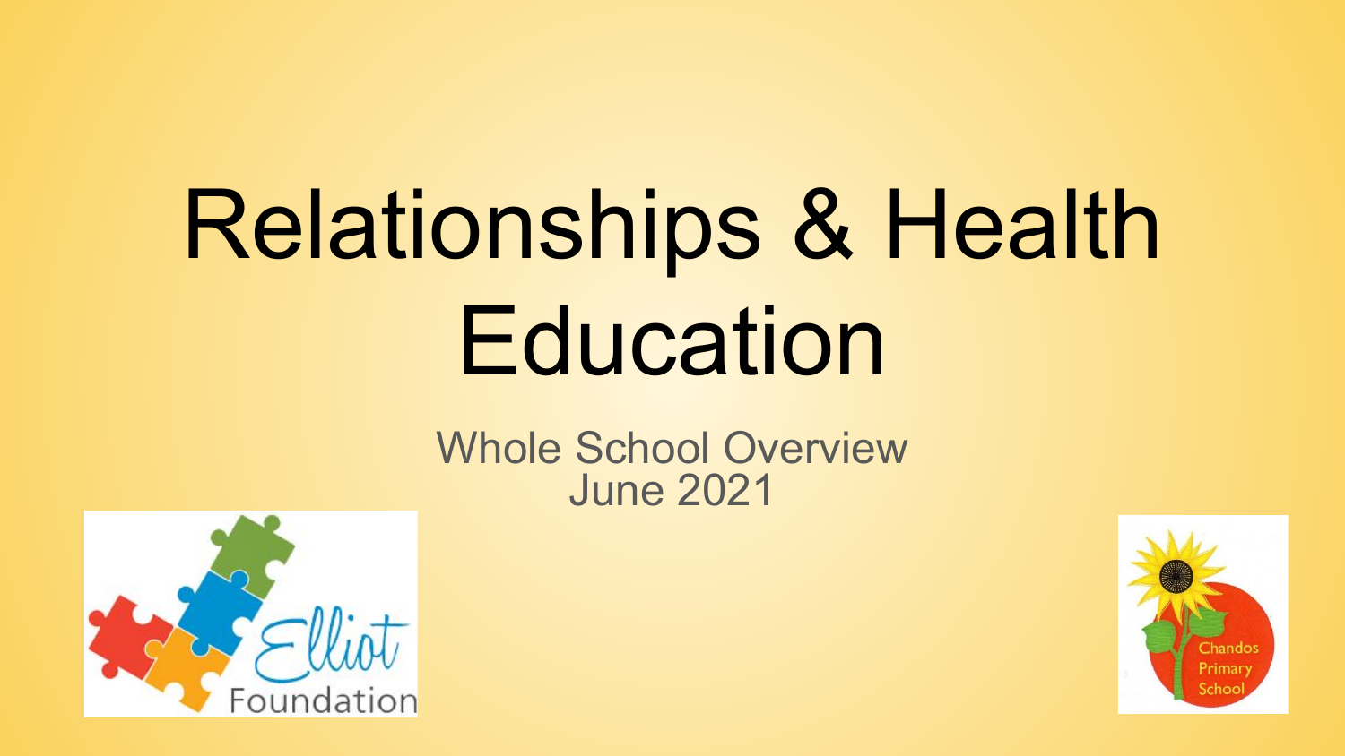# Relationships & Health Education

Whole School Overview
June 2021

Elliot Foundation

Chandos Primary School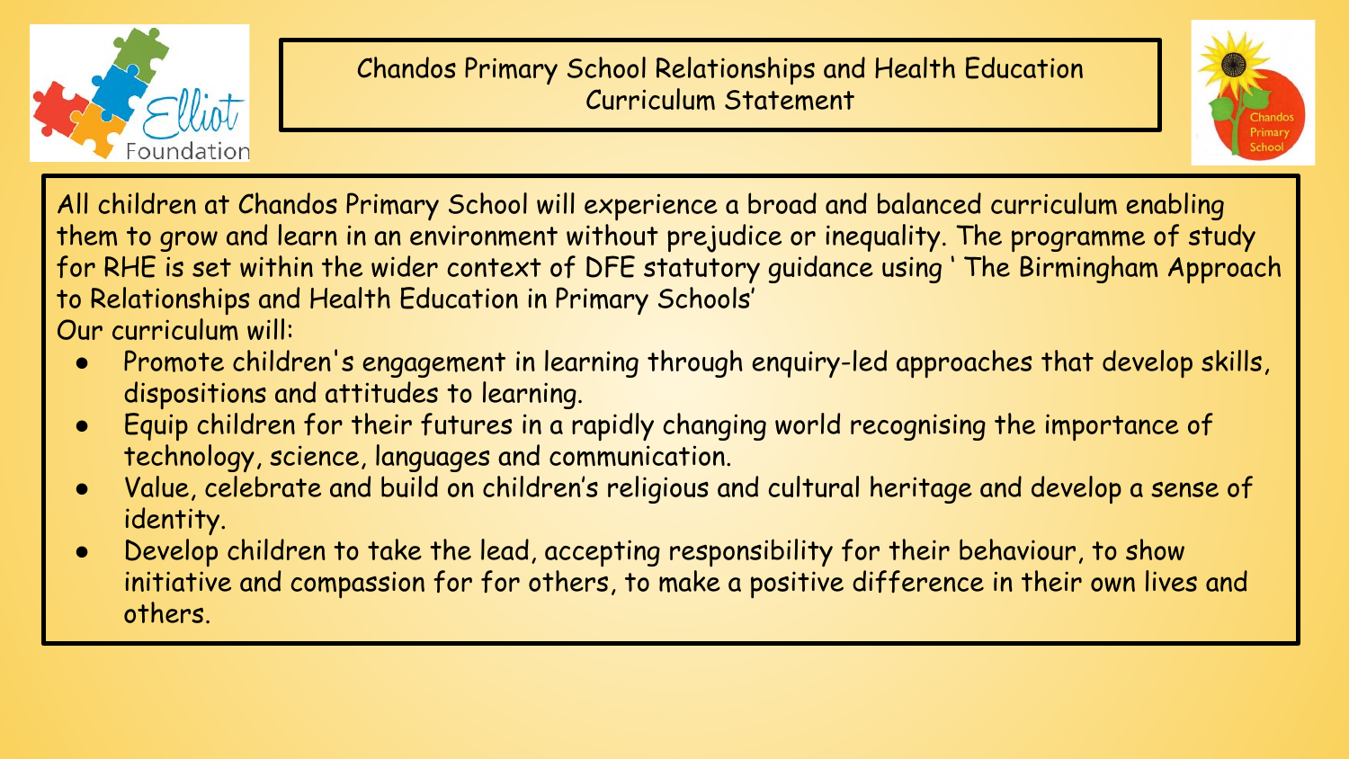# Chandos Primary School Relationships and Health Education Curriculum Statement

All children at Chandos Primary School will experience a broad and balanced curriculum enabling them to grow and learn in an environment without prejudice or inequality. The programme of study for RHE is set within the wider context of DFE statutory guidance using ' The Birmingham Approach to Relationships and Health Education in Primary Schools'

Our curriculum will:

- Promote children's engagement in learning through enquiry-led approaches that develop skills, dispositions and attitudes to learning.
- Equip children for their futures in a rapidly changing world recognising the importance of technology, science, languages and communication.
- Value, celebrate and build on children's religious and cultural heritage and develop a sense of identity.
- Develop children to take the lead, accepting responsibility for their behaviour, to show initiative and compassion for for others, to make a positive difference in their own lives and others.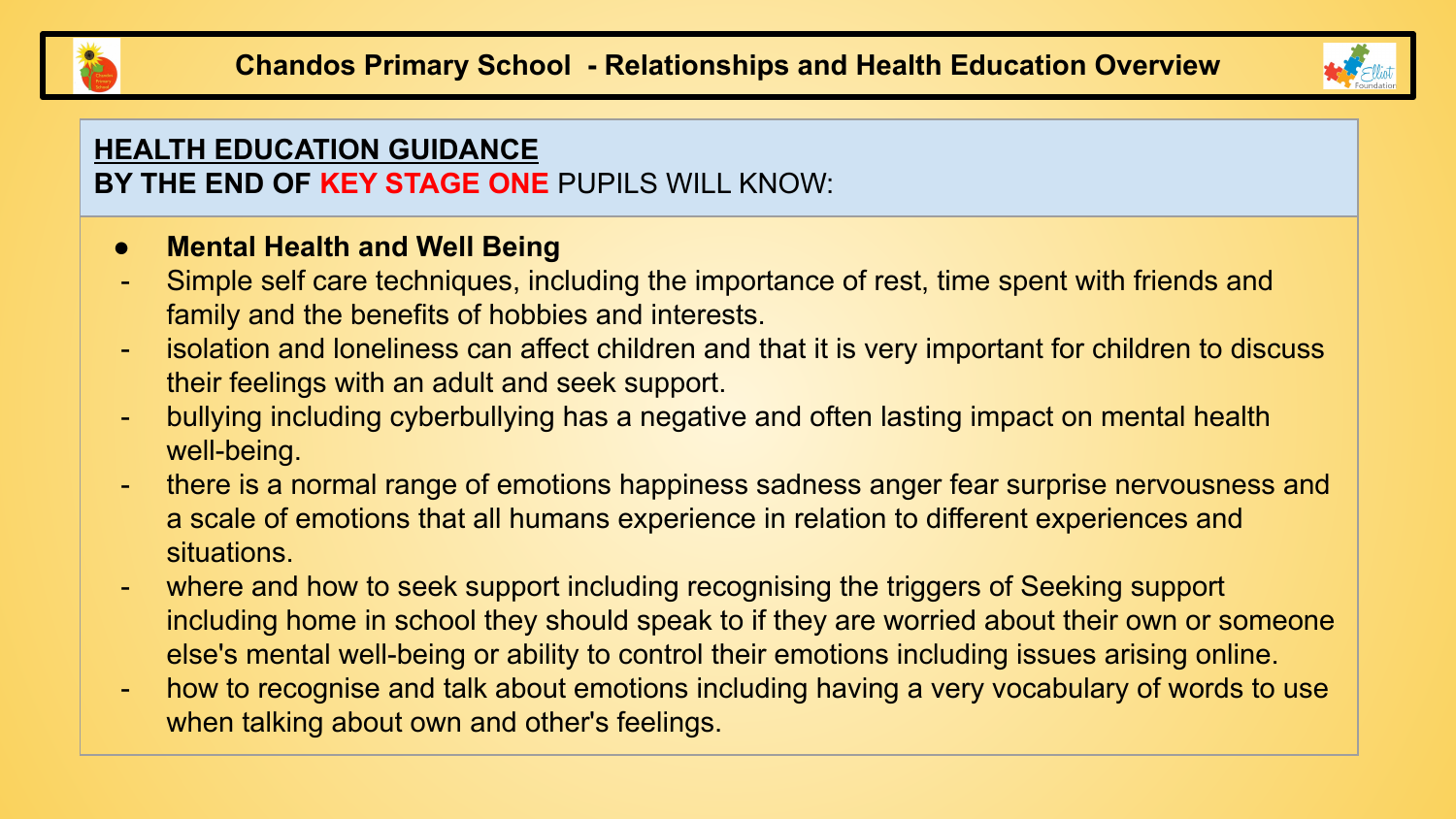## HEALTH EDUCATION GUIDANCE

**BY THE END OF KEY STAGE ONE** PUPILS WILL KNOW:

- **Mental Health and Well Being**
  - Simple self care techniques, including the importance of rest, time spent with friends and family and the benefits of hobbies and interests.
  - isolation and loneliness can affect children and that it is very important for children to discuss their feelings with an adult and seek support.
  - bullying including cyberbullying has a negative and often lasting impact on mental health well-being.
  - there is a normal range of emotions happiness sadness anger fear surprise nervousness and a scale of emotions that all humans experience in relation to different experiences and situations.
  - where and how to seek support including recognising the triggers of Seeking support including home in school they should speak to if they are worried about their own or someone else's mental well-being or ability to control their emotions including issues arising online.
  - how to recognise and talk about emotions including having a very vocabulary of words to use when talking about own and other's feelings.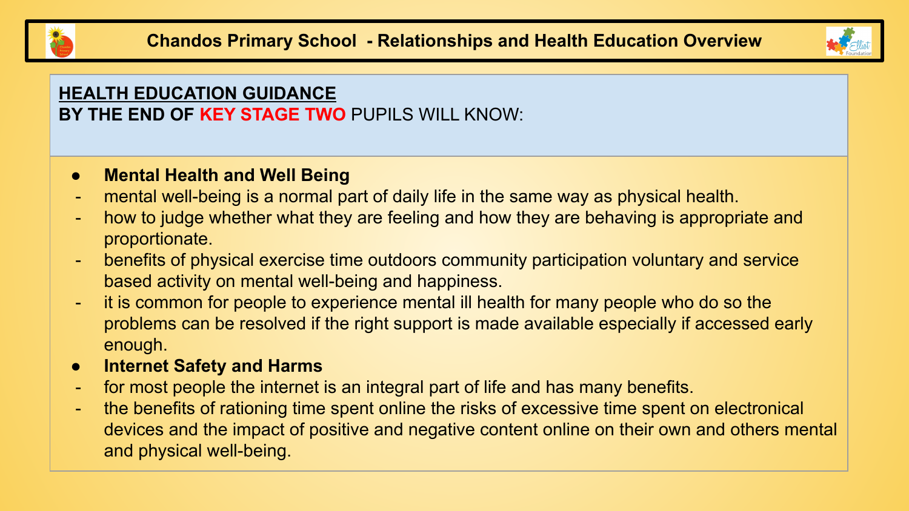# Chandos Primary School - Relationships and Health Education Overview

## HEALTH EDUCATION GUIDANCE

**BY THE END OF KEY STAGE TWO** PUPILS WILL KNOW:

- **Mental Health and Well Being**
  - mental well-being is a normal part of daily life in the same way as physical health.
  - how to judge whether what they are feeling and how they are behaving is appropriate and proportionate.
  - benefits of physical exercise time outdoors community participation voluntary and service based activity on mental well-being and happiness.
  - it is common for people to experience mental ill health for many people who do so the problems can be resolved if the right support is made available especially if accessed early enough.
- **Internet Safety and Harms**
  - for most people the internet is an integral part of life and has many benefits.
  - the benefits of rationing time spent online the risks of excessive time spent on electronical devices and the impact of positive and negative content online on their own and others mental and physical well-being.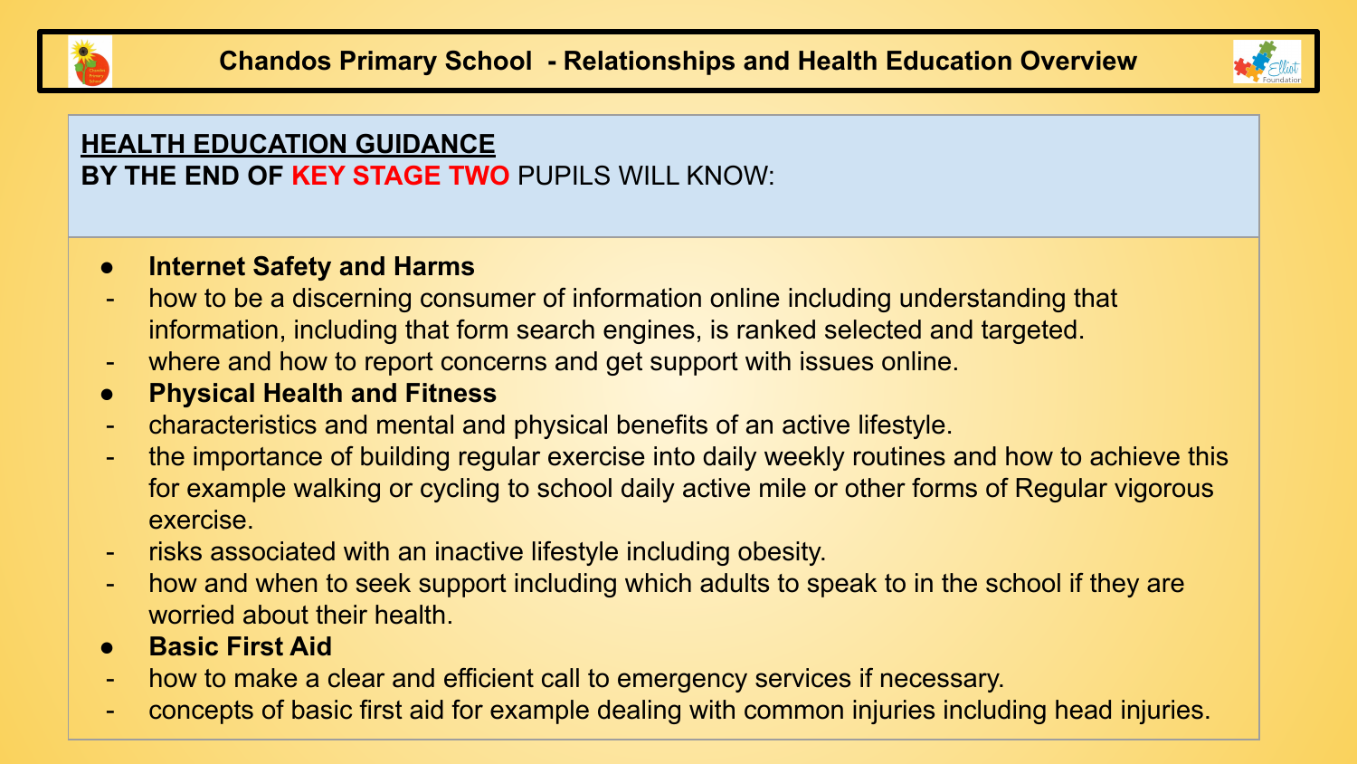# Chandos Primary School - Relationships and Health Education Overview

## HEALTH EDUCATION GUIDANCE

**BY THE END OF KEY STAGE TWO** PUPILS WILL KNOW:

- **Internet Safety and Harms**
  - how to be a discerning consumer of information online including understanding that information, including that form search engines, is ranked selected and targeted.
  - where and how to report concerns and get support with issues online.
- **Physical Health and Fitness**
  - characteristics and mental and physical benefits of an active lifestyle.
  - the importance of building regular exercise into daily weekly routines and how to achieve this for example walking or cycling to school daily active mile or other forms of Regular vigorous exercise.
  - risks associated with an inactive lifestyle including obesity.
  - how and when to seek support including which adults to speak to in the school if they are worried about their health.
- **Basic First Aid**
  - how to make a clear and efficient call to emergency services if necessary.
  - concepts of basic first aid for example dealing with common injuries including head injuries.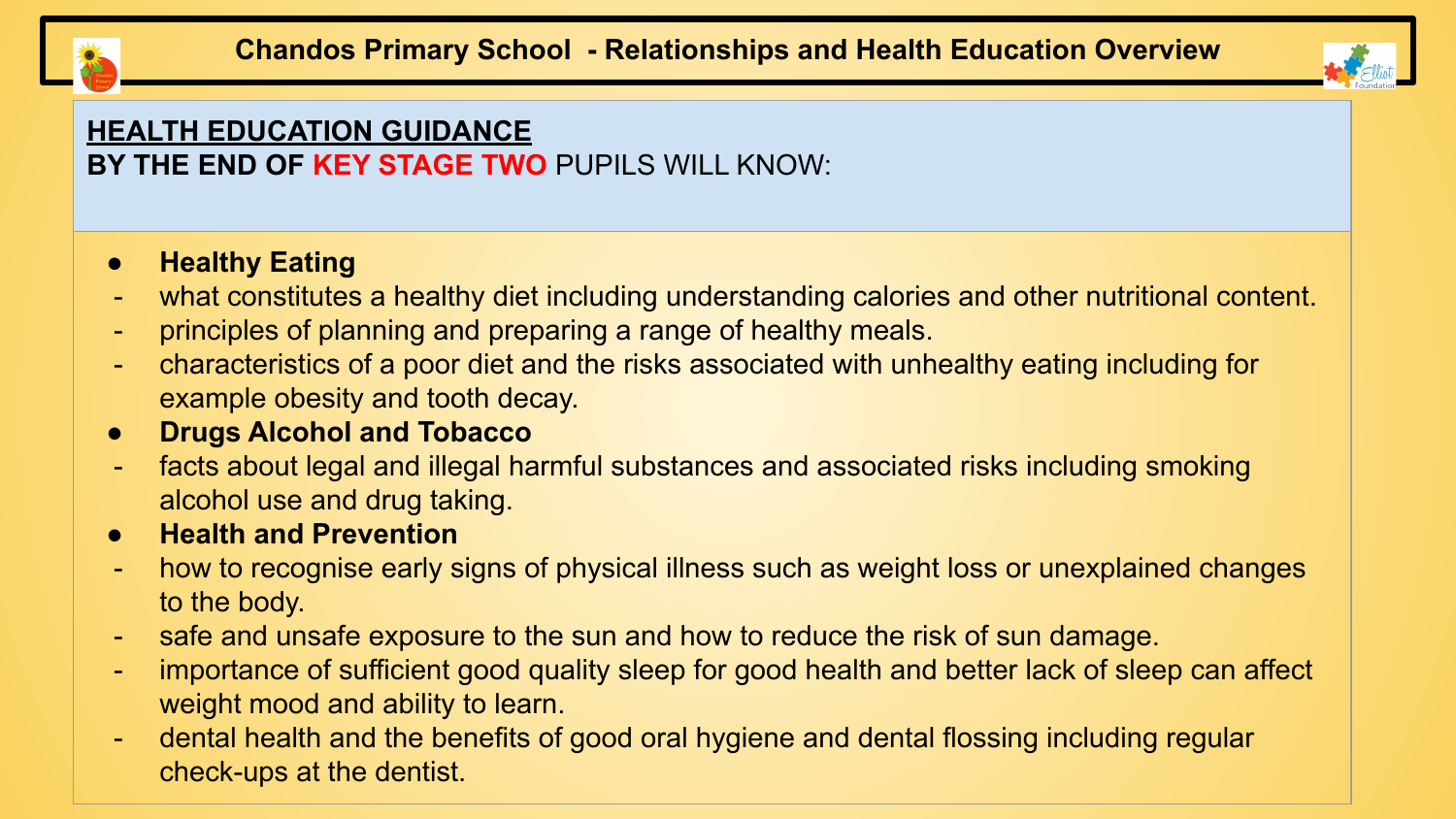# Chandos Primary School - Relationships and Health Education Overview

## HEALTH EDUCATION GUIDANCE

**BY THE END OF KEY STAGE TWO** PUPILS WILL KNOW:

- **Healthy Eating**
  - what constitutes a healthy diet including understanding calories and other nutritional content.
  - principles of planning and preparing a range of healthy meals.
  - characteristics of a poor diet and the risks associated with unhealthy eating including for example obesity and tooth decay.
- **Drugs Alcohol and Tobacco**
  - facts about legal and illegal harmful substances and associated risks including smoking alcohol use and drug taking.
- **Health and Prevention**
  - how to recognise early signs of physical illness such as weight loss or unexplained changes to the body.
  - safe and unsafe exposure to the sun and how to reduce the risk of sun damage.
  - importance of sufficient good quality sleep for good health and better lack of sleep can affect weight mood and ability to learn.
  - dental health and the benefits of good oral hygiene and dental flossing including regular check-ups at the dentist.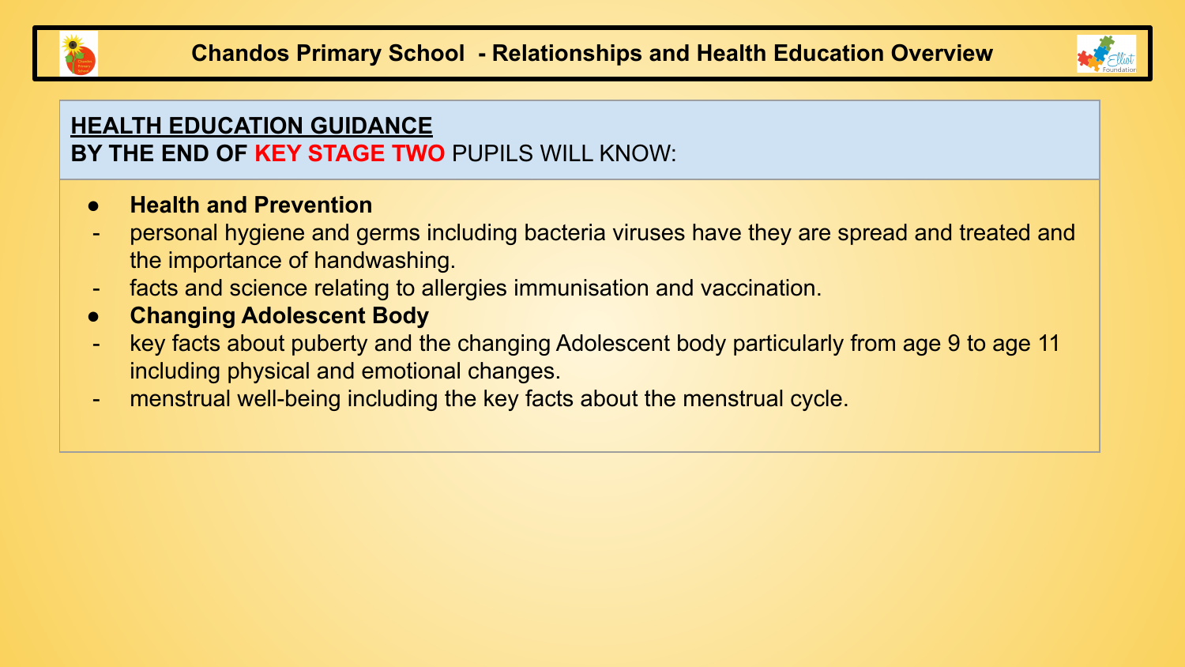# Chandos Primary School - Relationships and Health Education Overview

## HEALTH EDUCATION GUIDANCE

**BY THE END OF KEY STAGE TWO** PUPILS WILL KNOW:

- **Health and Prevention**
  - personal hygiene and germs including bacteria viruses have they are spread and treated and the importance of handwashing.
  - facts and science relating to allergies immunisation and vaccination.
- **Changing Adolescent Body**
  - key facts about puberty and the changing Adolescent body particularly from age 9 to age 11 including physical and emotional changes.
  - menstrual well-being including the key facts about the menstrual cycle.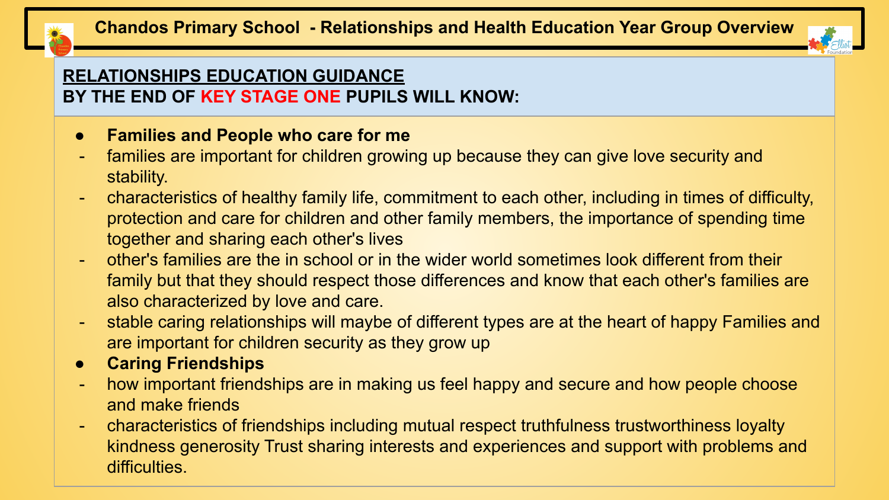# Chandos Primary School - Relationships and Health Education Year Group Overview

## RELATIONSHIPS EDUCATION GUIDANCE
**BY THE END OF KEY STAGE ONE PUPILS WILL KNOW:**

- **Families and People who care for me**
  - families are important for children growing up because they can give love security and stability.
  - characteristics of healthy family life, commitment to each other, including in times of difficulty, protection and care for children and other family members, the importance of spending time together and sharing each other's lives
  - other's families are the in school or in the wider world sometimes look different from their family but that they should respect those differences and know that each other's families are also characterized by love and care.
  - stable caring relationships will maybe of different types are at the heart of happy Families and are important for children security as they grow up
- **Caring Friendships**
  - how important friendships are in making us feel happy and secure and how people choose and make friends
  - characteristics of friendships including mutual respect truthfulness trustworthiness loyalty kindness generosity Trust sharing interests and experiences and support with problems and difficulties.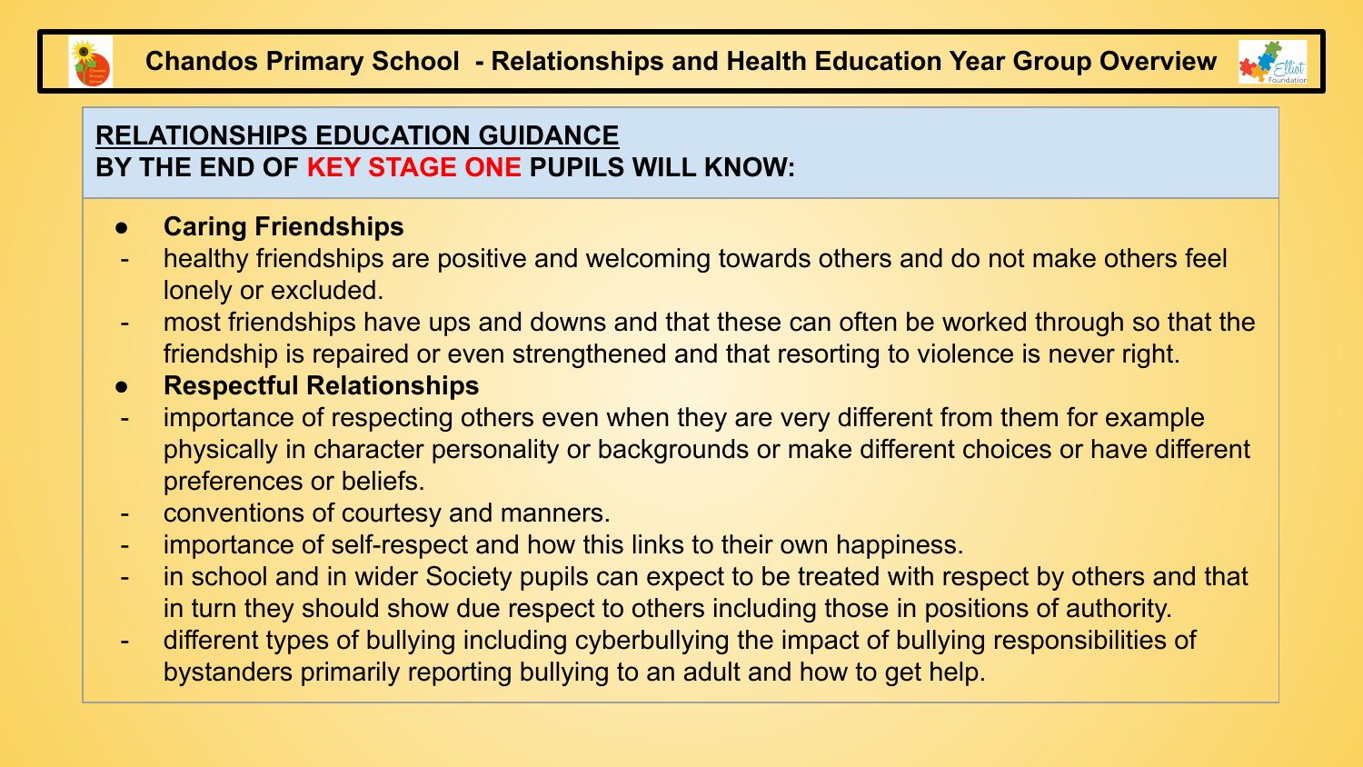# Chandos Primary School - Relationships and Health Education Year Group Overview

## RELATIONSHIPS EDUCATION GUIDANCE

**BY THE END OF KEY STAGE ONE PUPILS WILL KNOW:**

- **Caring Friendships**
  - healthy friendships are positive and welcoming towards others and do not make others feel lonely or excluded.
  - most friendships have ups and downs and that these can often be worked through so that the friendship is repaired or even strengthened and that resorting to violence is never right.
- **Respectful Relationships**
  - importance of respecting others even when they are very different from them for example physically in character personality or backgrounds or make different choices or have different preferences or beliefs.
  - conventions of courtesy and manners.
  - importance of self-respect and how this links to their own happiness.
  - in school and in wider Society pupils can expect to be treated with respect by others and that in turn they should show due respect to others including those in positions of authority.
  - different types of bullying including cyberbullying the impact of bullying responsibilities of bystanders primarily reporting bullying to an adult and how to get help.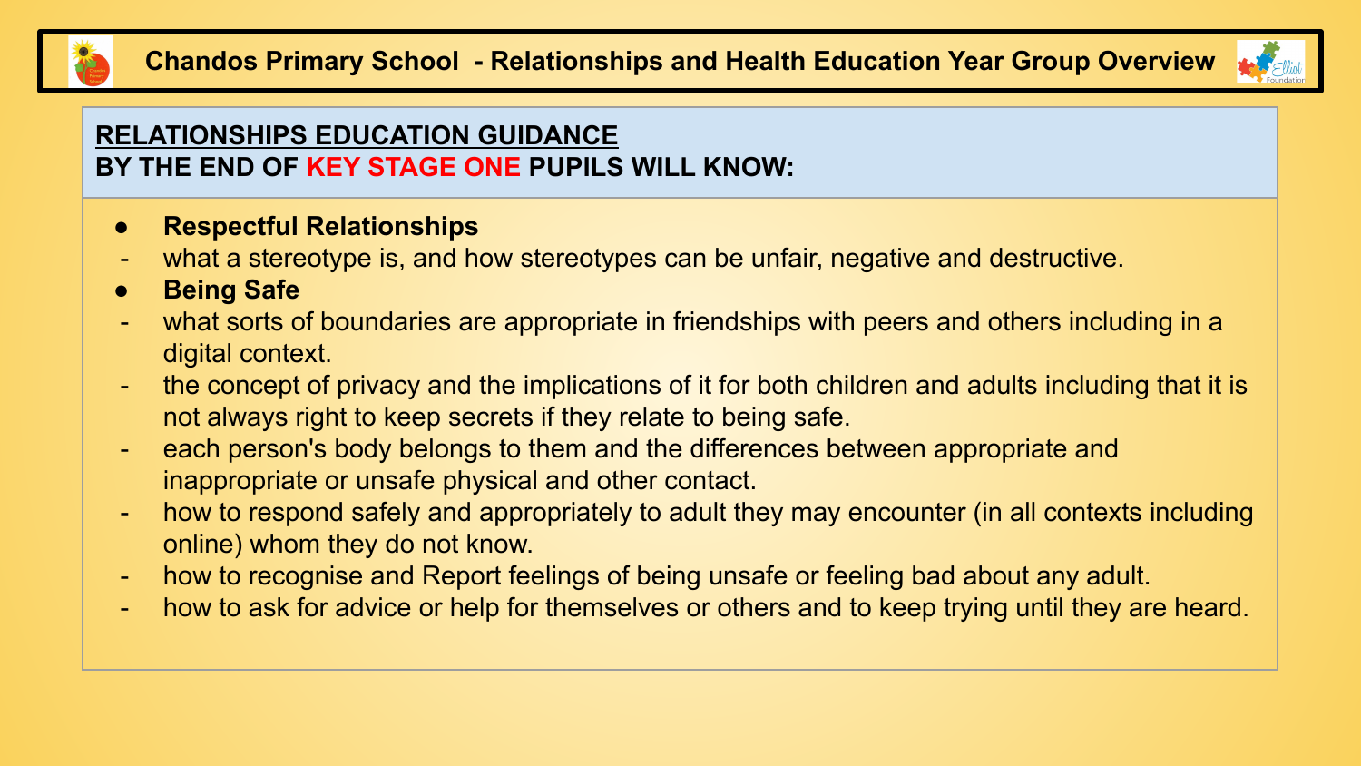# Chandos Primary School - Relationships and Health Education Year Group Overview

## RELATIONSHIPS EDUCATION GUIDANCE

**BY THE END OF KEY STAGE ONE PUPILS WILL KNOW:**

- **Respectful Relationships**
  - what a stereotype is, and how stereotypes can be unfair, negative and destructive.
- **Being Safe**
  - what sorts of boundaries are appropriate in friendships with peers and others including in a digital context.
  - the concept of privacy and the implications of it for both children and adults including that it is not always right to keep secrets if they relate to being safe.
  - each person's body belongs to them and the differences between appropriate and inappropriate or unsafe physical and other contact.
  - how to respond safely and appropriately to adult they may encounter (in all contexts including online) whom they do not know.
  - how to recognise and Report feelings of being unsafe or feeling bad about any adult.
  - how to ask for advice or help for themselves or others and to keep trying until they are heard.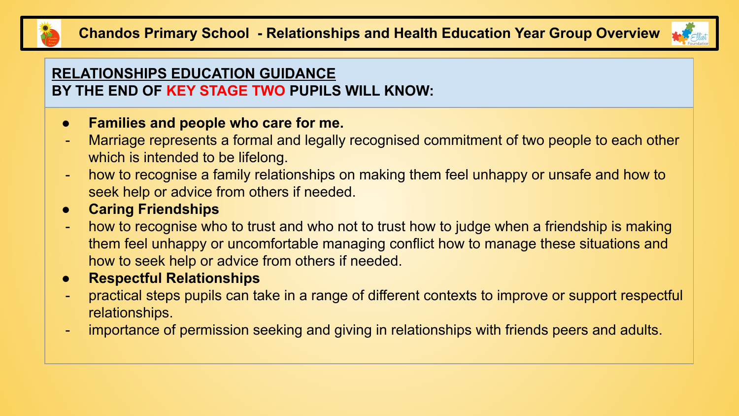# Chandos Primary School - Relationships and Health Education Year Group Overview

## RELATIONSHIPS EDUCATION GUIDANCE

**BY THE END OF KEY STAGE TWO PUPILS WILL KNOW:**

- **Families and people who care for me.**
  - Marriage represents a formal and legally recognised commitment of two people to each other which is intended to be lifelong.
  - how to recognise a family relationships on making them feel unhappy or unsafe and how to seek help or advice from others if needed.
- **Caring Friendships**
  - how to recognise who to trust and who not to trust how to judge when a friendship is making them feel unhappy or uncomfortable managing conflict how to manage these situations and how to seek help or advice from others if needed.
- **Respectful Relationships**
  - practical steps pupils can take in a range of different contexts to improve or support respectful relationships.
  - importance of permission seeking and giving in relationships with friends peers and adults.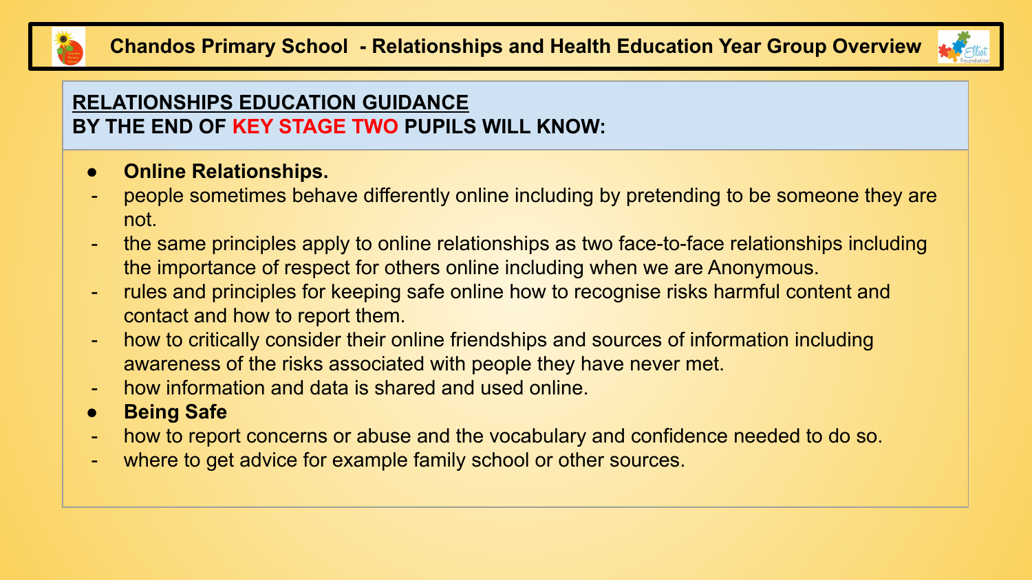# Chandos Primary School - Relationships and Health Education Year Group Overview

## RELATIONSHIPS EDUCATION GUIDANCE

**BY THE END OF KEY STAGE TWO PUPILS WILL KNOW:**

- **Online Relationships.**
  - people sometimes behave differently online including by pretending to be someone they are not.
  - the same principles apply to online relationships as two face-to-face relationships including the importance of respect for others online including when we are Anonymous.
  - rules and principles for keeping safe online how to recognise risks harmful content and contact and how to report them.
  - how to critically consider their online friendships and sources of information including awareness of the risks associated with people they have never met.
  - how information and data is shared and used online.
- **Being Safe**
  - how to report concerns or abuse and the vocabulary and confidence needed to do so.
  - where to get advice for example family school or other sources.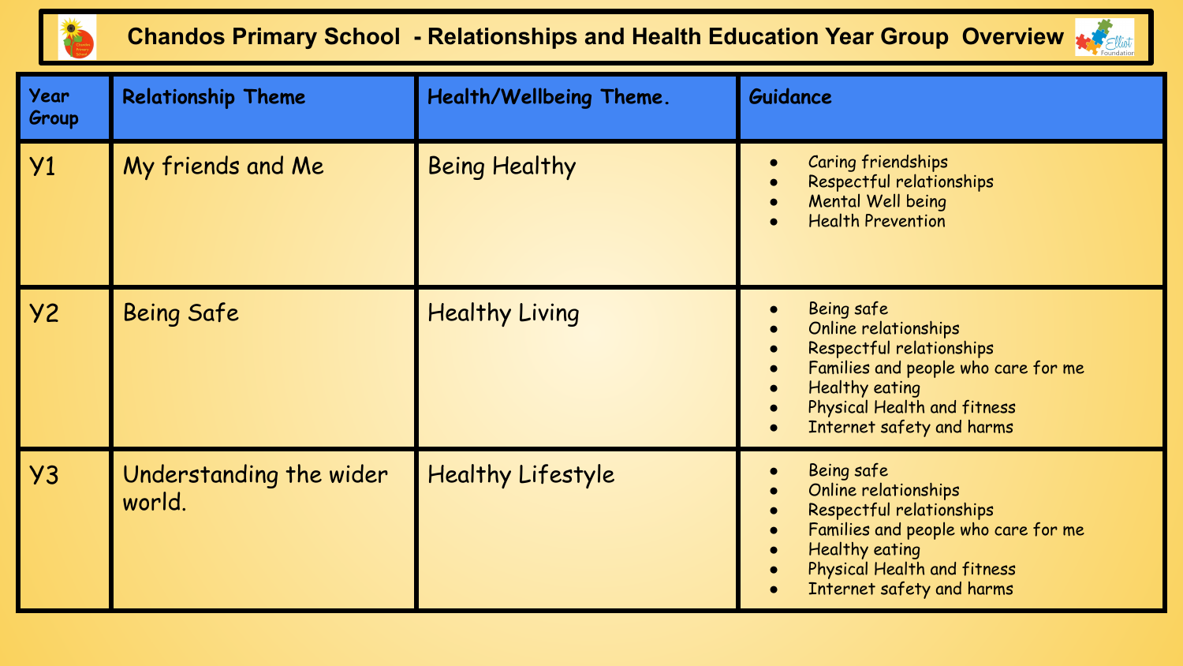# Chandos Primary School - Relationships and Health Education Year Group Overview

| Year Group | Relationship Theme | Health/Wellbeing Theme. | Guidance |
|---|---|---|---|
| Y1 | My friends and Me | Being Healthy | • Caring friendships<br>• Respectful relationships<br>• Mental Well being<br>• Health Prevention |
| Y2 | Being Safe | Healthy Living | • Being safe<br>• Online relationships<br>• Respectful relationships<br>• Families and people who care for me<br>• Healthy eating<br>• Physical Health and fitness<br>• Internet safety and harms |
| Y3 | Understanding the wider world. | Healthy Lifestyle | • Being safe<br>• Online relationships<br>• Respectful relationships<br>• Families and people who care for me<br>• Healthy eating<br>• Physical Health and fitness<br>• Internet safety and harms |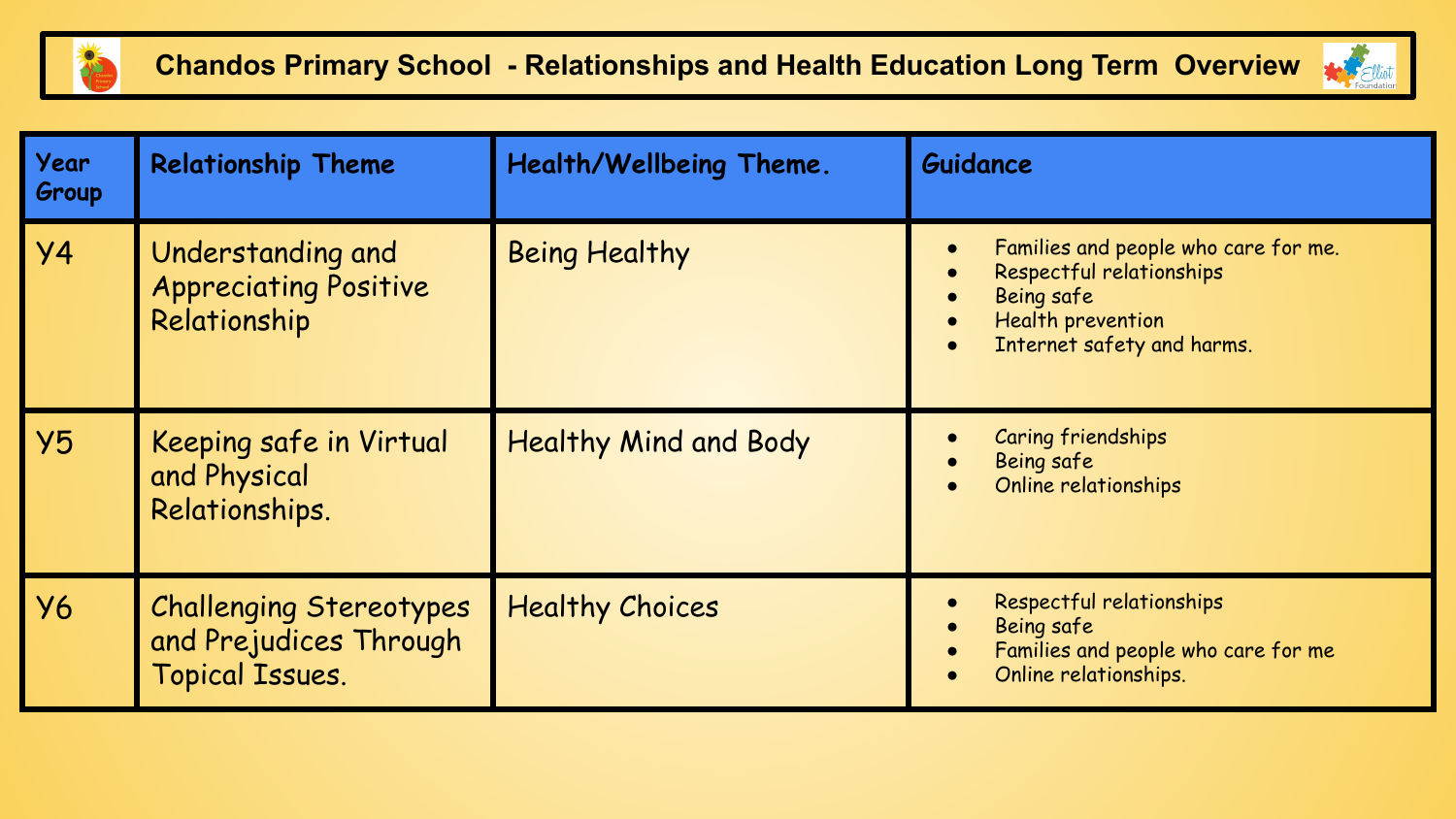# Chandos Primary School - Relationships and Health Education Long Term Overview

| Year Group | Relationship Theme | Health/Wellbeing Theme. | Guidance |
|---|---|---|---|
| Y4 | Understanding and Appreciating Positive Relationship | Being Healthy | • Families and people who care for me.<br>• Respectful relationships<br>• Being safe<br>• Health prevention<br>• Internet safety and harms. |
| Y5 | Keeping safe in Virtual and Physical Relationships. | Healthy Mind and Body | • Caring friendships<br>• Being safe<br>• Online relationships |
| Y6 | Challenging Stereotypes and Prejudices Through Topical Issues. | Healthy Choices | • Respectful relationships<br>• Being safe<br>• Families and people who care for me<br>• Online relationships. |